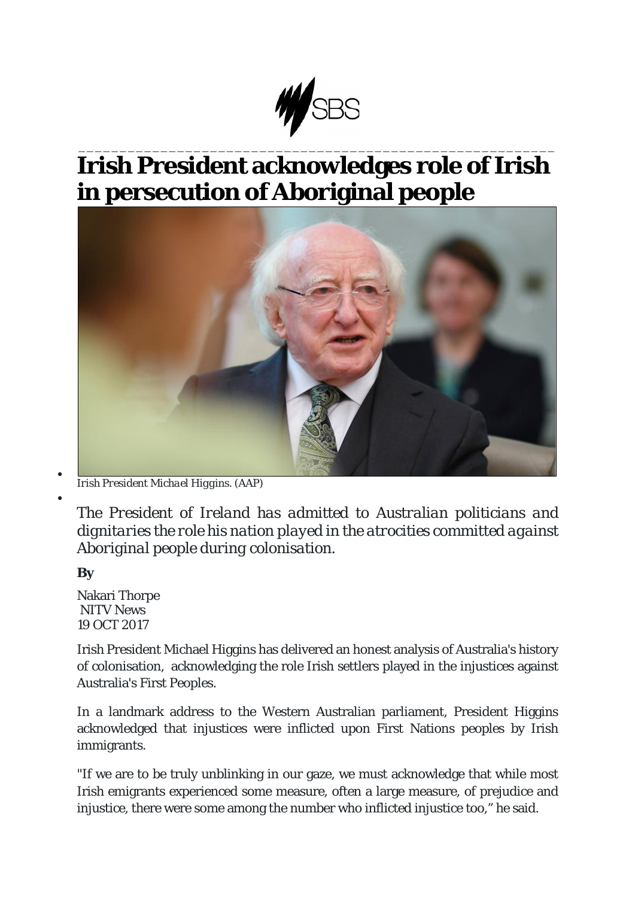# Irish President acknowledges role of Irish in persecution of Aboriginal people

*Irish President Michael Higgins. (AAP)*

*The President of Ireland has admitted to Australian politicians and dignitaries the role his nation played in the atrocities committed against Aboriginal people during colonisation.*

**By**

Nakari Thorpe
NITV News
19 OCT 2017

Irish President Michael Higgins has delivered an honest analysis of Australia's history of colonisation, acknowledging the role Irish settlers played in the injustices against Australia's First Peoples.

In a landmark address to the Western Australian parliament, President Higgins acknowledged that injustices were inflicted upon First Nations peoples by Irish immigrants.

"If we are to be truly unblinking in our gaze, we must acknowledge that while most Irish emigrants experienced some measure, often a large measure, of prejudice and injustice, there were some among the number who inflicted injustice too," he said.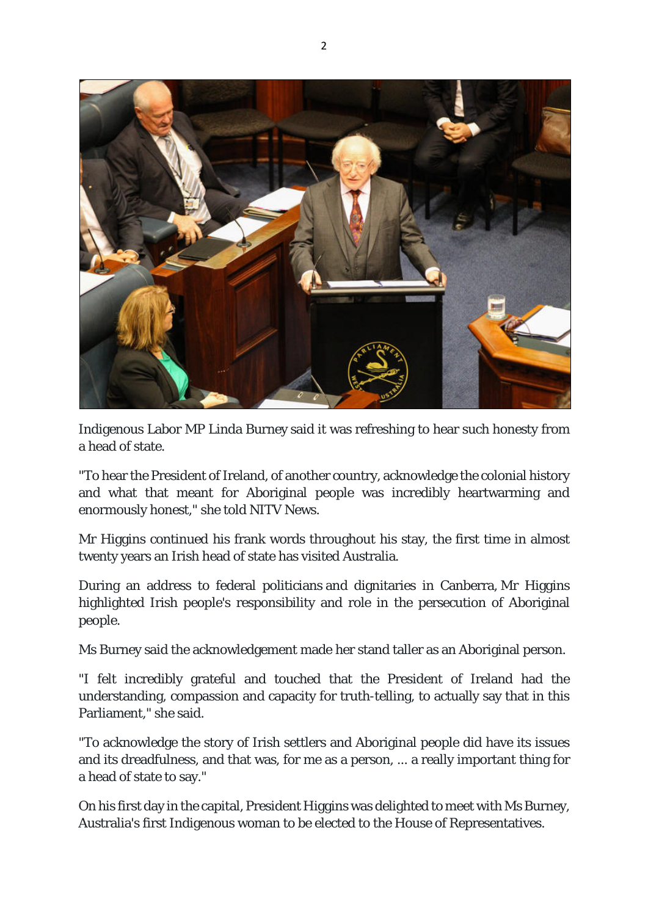Indigenous Labor MP Linda Burney said it was refreshing to hear such honesty from a head of state.

"To hear the President of Ireland, of another country, acknowledge the colonial history and what that meant for Aboriginal people was incredibly heartwarming and enormously honest," she told NITV News.

Mr Higgins continued his frank words throughout his stay, the first time in almost twenty years an Irish head of state has visited Australia.

During an address to federal politicians and dignitaries in Canberra, Mr Higgins highlighted Irish people's responsibility and role in the persecution of Aboriginal people.

Ms Burney said the acknowledgement made her stand taller as an Aboriginal person.

"I felt incredibly grateful and touched that the President of Ireland had the understanding, compassion and capacity for truth-telling, to actually say that in this Parliament," she said.

"To acknowledge the story of Irish settlers and Aboriginal people did have its issues and its dreadfulness, and that was, for me as a person, ... a really important thing for a head of state to say."

On his first day in the capital, President Higgins was delighted to meet with Ms Burney, Australia's first Indigenous woman to be elected to the House of Representatives.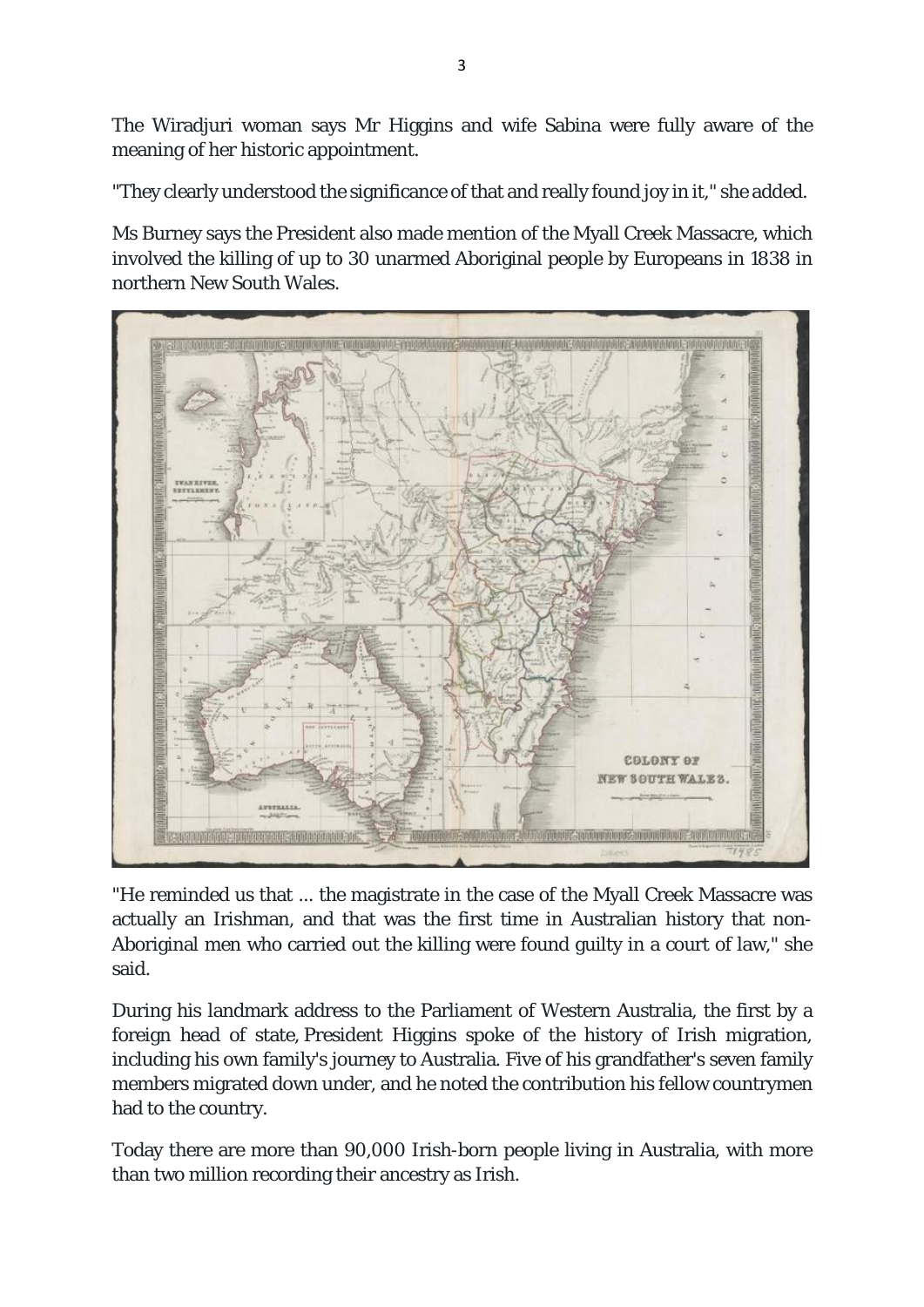The Wiradjuri woman says Mr Higgins and wife Sabina were fully aware of the meaning of her historic appointment.

"They clearly understood the significance of that and really found joy in it," she added.

Ms Burney says the President also made mention of the Myall Creek Massacre, which involved the killing of up to 30 unarmed Aboriginal people by Europeans in 1838 in northern New South Wales.

"He reminded us that ... the magistrate in the case of the Myall Creek Massacre was actually an Irishman, and that was the first time in Australian history that non-Aboriginal men who carried out the killing were found guilty in a court of law," she said.

During his landmark address to the Parliament of Western Australia, the first by a foreign head of state, President Higgins spoke of the history of Irish migration, including his own family's journey to Australia. Five of his grandfather's seven family members migrated down under, and he noted the contribution his fellow countrymen had to the country.

Today there are more than 90,000 Irish-born people living in Australia, with more than two million recording their ancestry as Irish.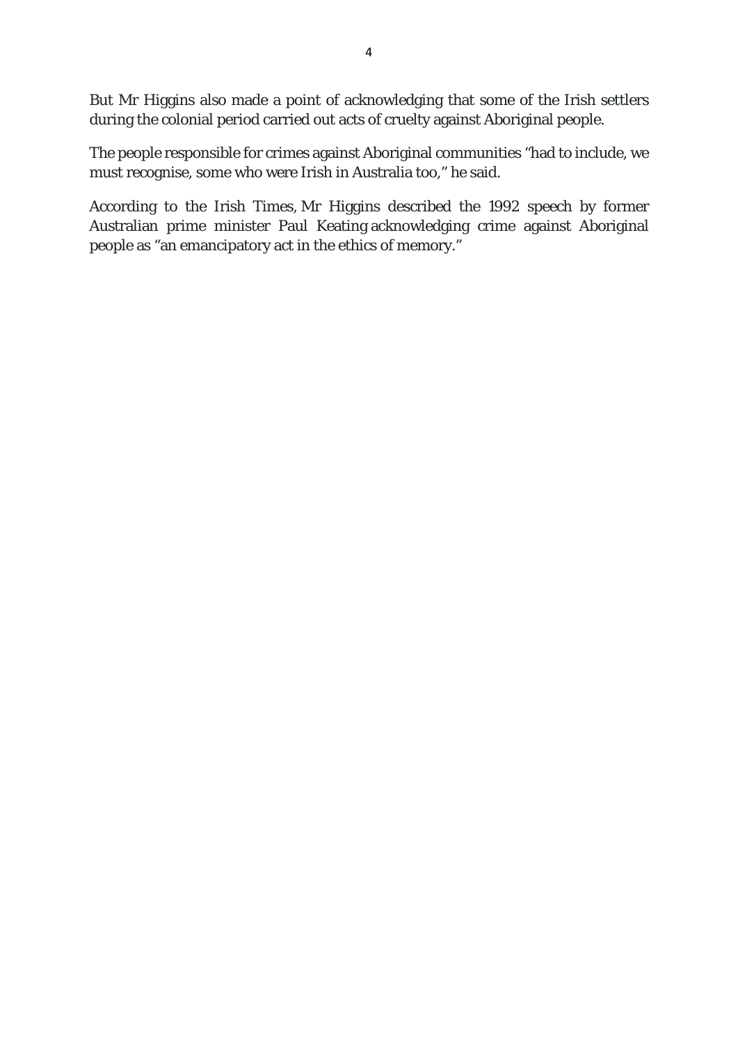But Mr Higgins also made a point of acknowledging that some of the Irish settlers during the colonial period carried out acts of cruelty against Aboriginal people.

The people responsible for crimes against Aboriginal communities "had to include, we must recognise, some who were Irish in Australia too," he said.

According to the Irish Times, Mr Higgins described the 1992 speech by former Australian prime minister Paul Keating acknowledging crime against Aboriginal people as "an emancipatory act in the ethics of memory."